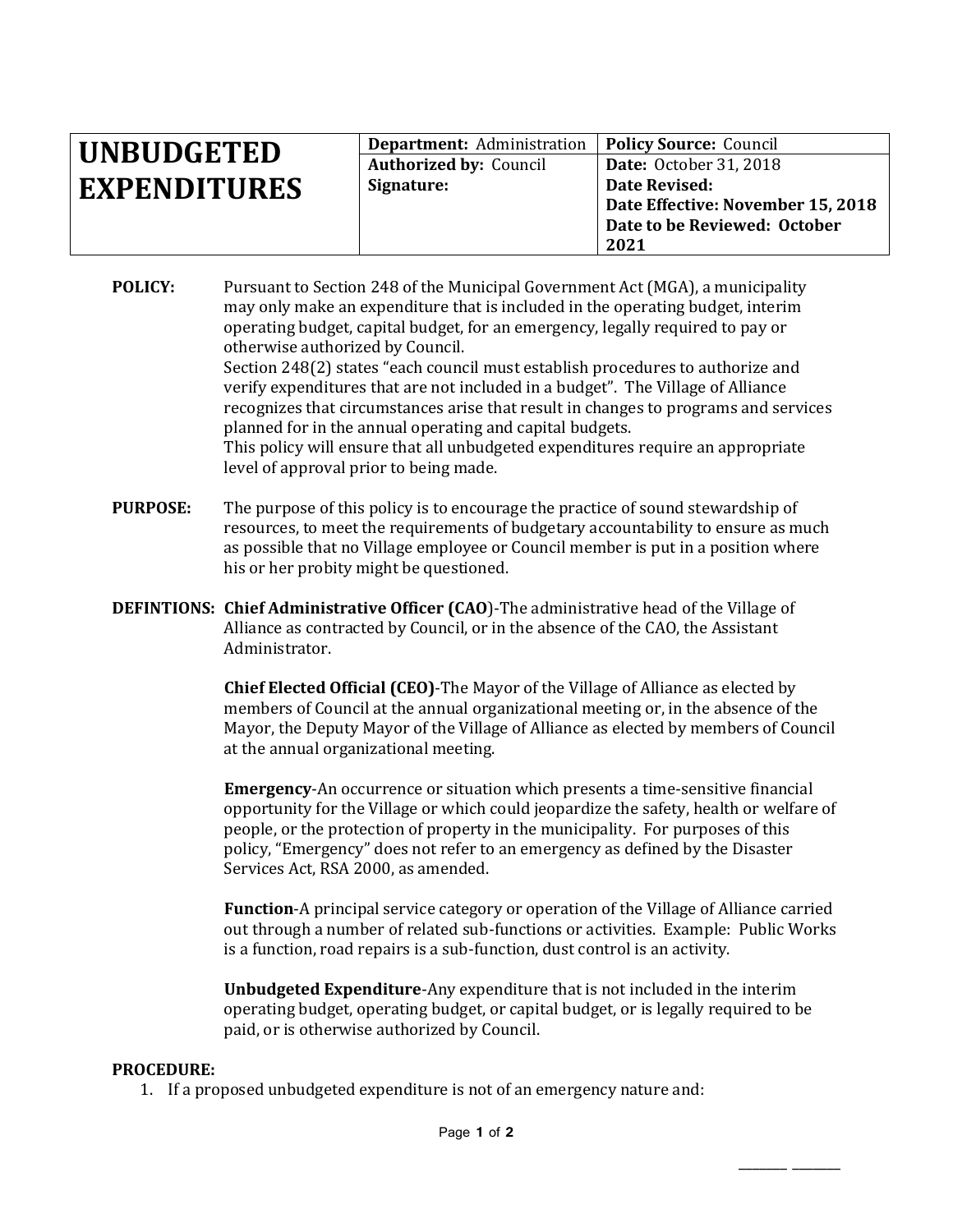| UNBUDGETED EXPENDITURES | **Department:** Administration | **Policy Source:** Council |
|---|---|---|
| | **Authorized by:** Council | **Date:** October 31, 2018 |
| | **Signature:** | **Date Revised:** |
| | | **Date Effective: November 15, 2018** |
| | | **Date to be Reviewed: October 2021** |

**POLICY:** Pursuant to Section 248 of the Municipal Government Act (MGA), a municipality may only make an expenditure that is included in the operating budget, interim operating budget, capital budget, for an emergency, legally required to pay or otherwise authorized by Council.
Section 248(2) states "each council must establish procedures to authorize and verify expenditures that are not included in a budget". The Village of Alliance recognizes that circumstances arise that result in changes to programs and services planned for in the annual operating and capital budgets.
This policy will ensure that all unbudgeted expenditures require an appropriate level of approval prior to being made.

**PURPOSE:** The purpose of this policy is to encourage the practice of sound stewardship of resources, to meet the requirements of budgetary accountability to ensure as much as possible that no Village employee or Council member is put in a position where his or her probity might be questioned.

**DEFINTIONS:** **Chief Administrative Officer (CAO)**-The administrative head of the Village of Alliance as contracted by Council, or in the absence of the CAO, the Assistant Administrator.

**Chief Elected Official (CEO)**-The Mayor of the Village of Alliance as elected by members of Council at the annual organizational meeting or, in the absence of the Mayor, the Deputy Mayor of the Village of Alliance as elected by members of Council at the annual organizational meeting.

**Emergency**-An occurrence or situation which presents a time-sensitive financial opportunity for the Village or which could jeopardize the safety, health or welfare of people, or the protection of property in the municipality. For purposes of this policy, "Emergency" does not refer to an emergency as defined by the Disaster Services Act, RSA 2000, as amended.

**Function**-A principal service category or operation of the Village of Alliance carried out through a number of related sub-functions or activities. Example: Public Works is a function, road repairs is a sub-function, dust control is an activity.

**Unbudgeted Expenditure**-Any expenditure that is not included in the interim operating budget, operating budget, or capital budget, or is legally required to be paid, or is otherwise authorized by Council.

**PROCEDURE:**

1. If a proposed unbudgeted expenditure is not of an emergency nature and: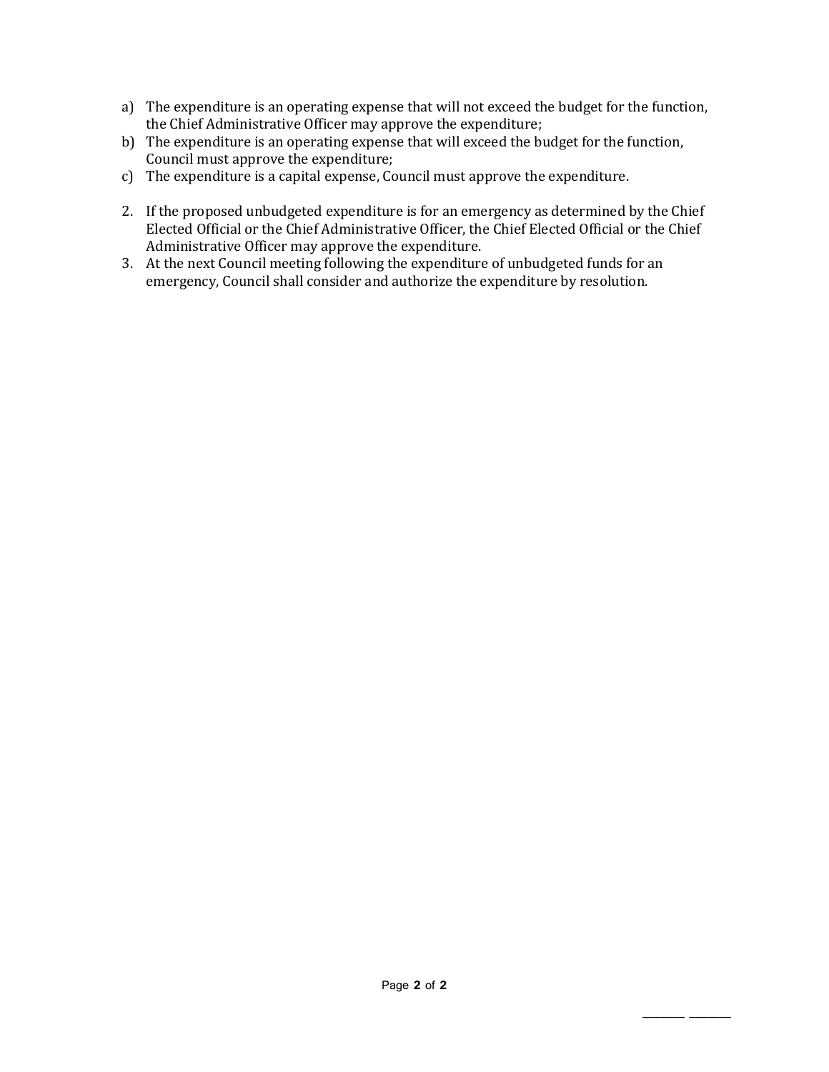a) The expenditure is an operating expense that will not exceed the budget for the function, the Chief Administrative Officer may approve the expenditure;
b) The expenditure is an operating expense that will exceed the budget for the function, Council must approve the expenditure;
c) The expenditure is a capital expense, Council must approve the expenditure.

2. If the proposed unbudgeted expenditure is for an emergency as determined by the Chief Elected Official or the Chief Administrative Officer, the Chief Elected Official or the Chief Administrative Officer may approve the expenditure.
3. At the next Council meeting following the expenditure of unbudgeted funds for an emergency, Council shall consider and authorize the expenditure by resolution.